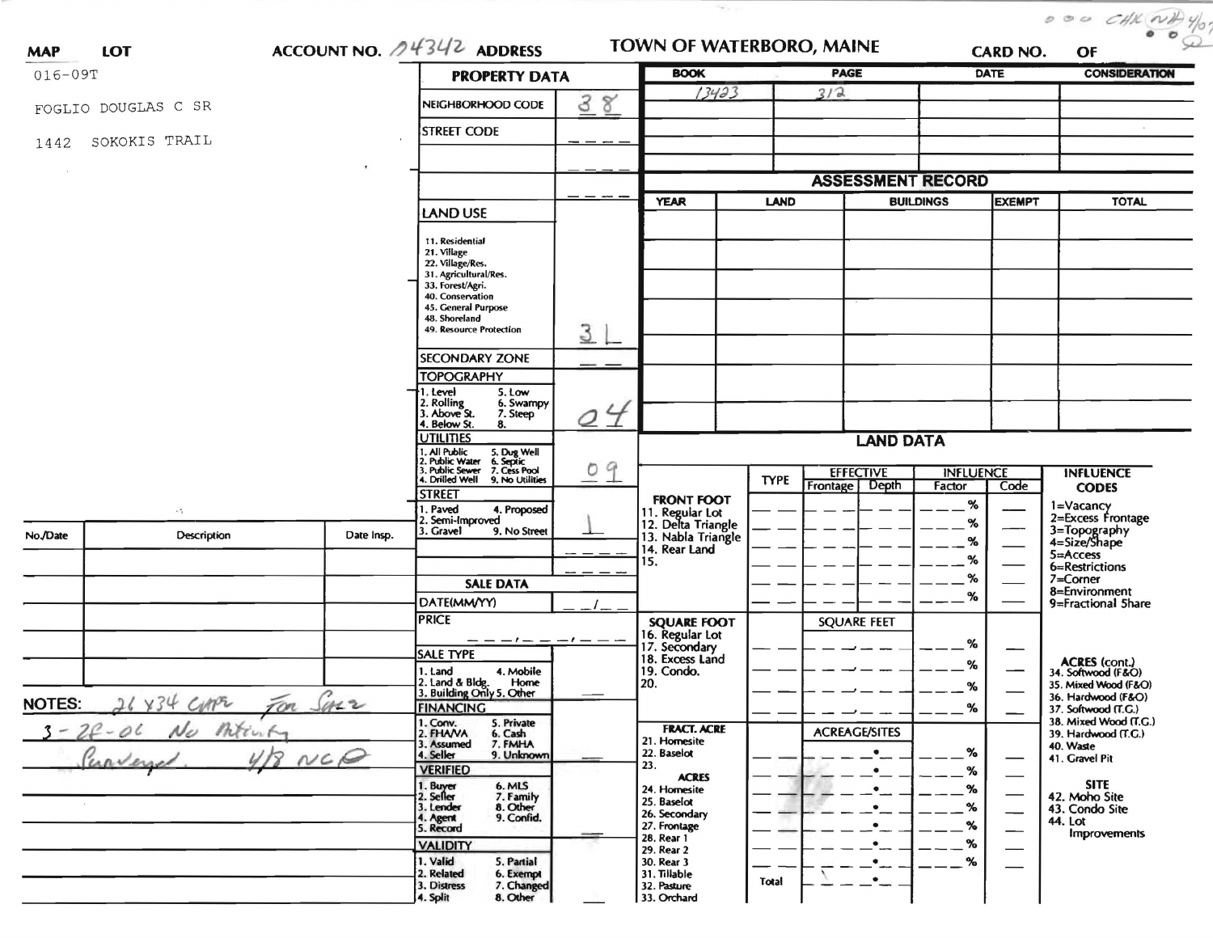CHK NH 4/07

**MAP** **LOT** **ACCOUNT NO.** 04342 **ADDRESS** **TOWN OF WATERBORO, MAINE** **CARD NO.** **OF**

016-09T

FOGLIO DOUGLAS C SR

1442 SOKOKIS TRAIL

## PROPERTY DATA

| | |
|---|---|
| NEIGHBORHOOD CODE | 38 |
| STREET CODE | |
| LAND USE<br>11. Residential<br>21. Village<br>22. Village/Res.<br>31. Agricultural/Res.<br>33. Forest/Agri.<br>40. Conservation<br>45. General Purpose<br>48. Shoreland<br>49. Resource Protection | 31 |
| SECONDARY ZONE | |
| TOPOGRAPHY<br>1. Level 5. Low<br>2. Rolling 6. Swampy<br>3. Above St. 7. Steep<br>4. Below St. 8. | 04 |
| UTILITIES<br>1. All Public 5. Dug Well<br>2. Public Water 6. Septic<br>3. Public Sewer 7. Cess Pool<br>4. Drilled Well 9. No Utilities | 09 |
| STREET<br>1. Paved 4. Proposed<br>2. Semi-Improved<br>3. Gravel 9. No Street | 1 |

## SALE DATA

| | |
|---|---|
| DATE(MM/YY) | |
| PRICE | |
| SALE TYPE<br>1. Land 4. Mobile Home<br>2. Land & Bldg. 5. Other<br>3. Building Only | |
| FINANCING<br>1. Conv. 5. Private<br>2. FHA/VA 6. Cash<br>3. Assumed 7. FMHA<br>4. Seller 9. Unknown | |
| VERIFIED<br>1. Buyer 6. MLS<br>2. Seller 7. Family<br>3. Lender 8. Other<br>4. Agent 9. Confid.<br>5. Record | |
| VALIDITY<br>1. Valid 5. Partial<br>2. Related 6. Exempt<br>3. Distress 7. Changed<br>4. Split 8. Other | |

| BOOK | PAGE | DATE | CONSIDERATION |
|---|---|---|---|
| 13423 | 312 | | |

## ASSESSMENT RECORD

| YEAR | LAND | BUILDINGS | EXEMPT | TOTAL |
|---|---|---|---|---|
| | | | | |

## LAND DATA

| | TYPE | EFFECTIVE Frontage | EFFECTIVE Depth | INFLUENCE Factor | INFLUENCE Code |
|---|---|---|---|---|---|
| FRONT FOOT<br>11. Regular Lot<br>12. Delta Triangle<br>13. Nabla Triangle<br>14. Rear Land<br>15. | | | | % | |
| SQUARE FOOT<br>16. Regular Lot<br>17. Secondary<br>18. Excess Land<br>19. Condo.<br>20. | | SQUARE FEET | | % | |
| FRACT. ACRE<br>21. Homesite<br>22. Baselot<br>23.<br>ACRES<br>24. Homesite<br>25. Baselot<br>26. Secondary<br>27. Frontage<br>28. Rear 1<br>29. Rear 2<br>30. Rear 3<br>31. Tillable<br>32. Pasture<br>33. Orchard | | ACREAGE/SITES | | % | |
| | Total | | | | |

**INFLUENCE CODES**
1=Vacancy
2=Excess Frontage
3=Topography
4=Size/Shape
5=Access
6=Restrictions
7=Corner
8=Environment
9=Fractional Share

**ACRES (cont.)**
34. Softwood (F&O)
35. Mixed Wood (F&O)
36. Hardwood (F&O)
37. Softwood (T.G.)
38. Mixed Wood (T.G.)
39. Hardwood (T.G.)
40. Waste
41. Gravel Pit

**SITE**
42. Moho Site
43. Condo Site
44. Lot Improvements

| No./Date | Description | Date Insp. |
|---|---|---|
| | | |

**NOTES:** 26 x 34 CMPr For Sale
3-28-06 No Activity
Surveyed 4/8 NCP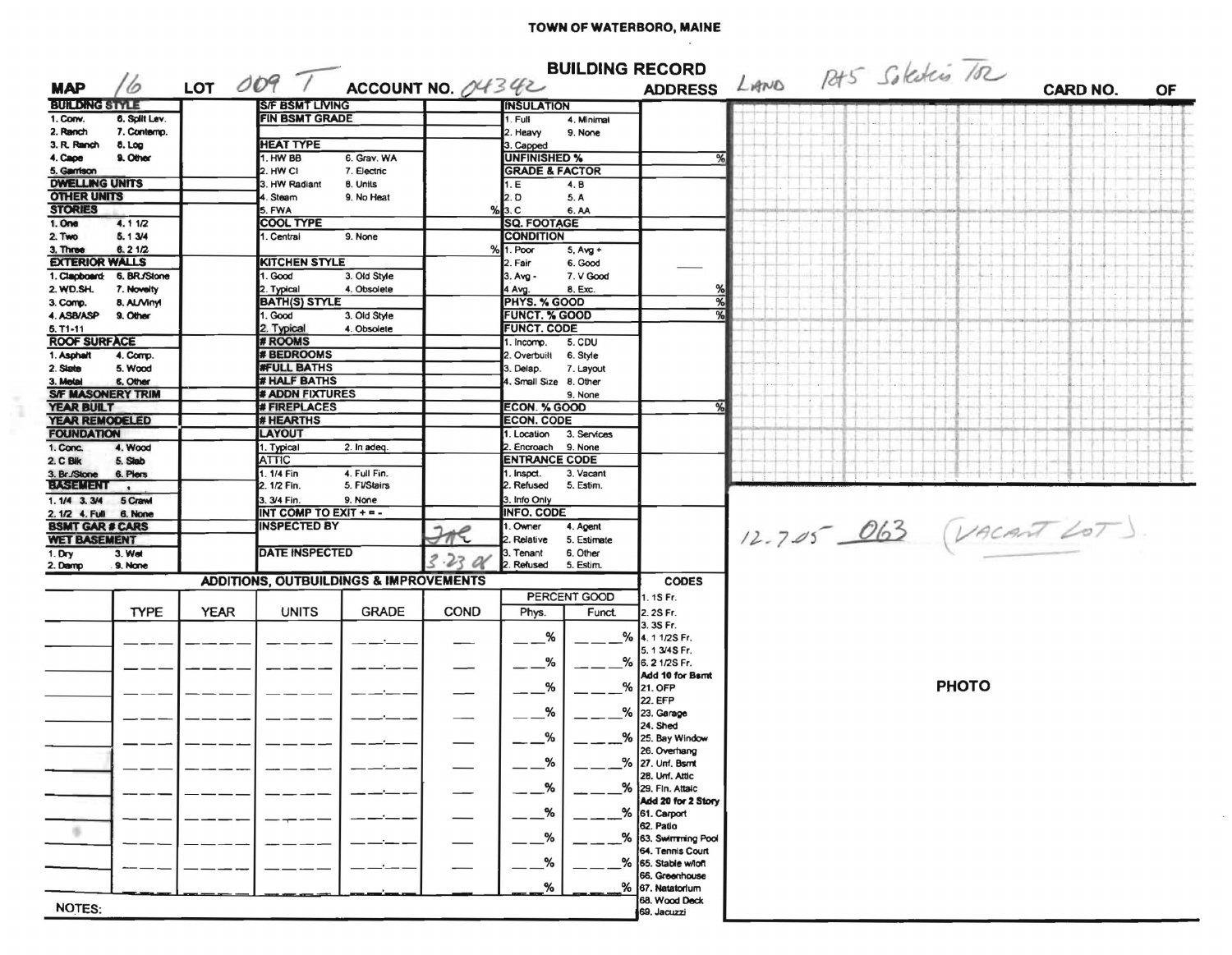# TOWN OF WATERBORO, MAINE

## BUILDING RECORD

**MAP** 16 **LOT** 009 T **ACCOUNT NO.** 04342 **ADDRESS** LAND Rt5 Sokokis Tr **CARD NO.** **OF**

| | | | | | | | |
|---|---|---|---|---|---|---|---|
| **BUILDING STYLE** | | **S/F BSMT LIVING** | | **INSULATION** | | | |
| 1. Conv. 6. Split Lev. 2. Ranch 7. Contemp. 3. R. Ranch 8. Log 4. Cape 9. Other 5. Garrison | | **FIN BSMT GRADE** | | 1. Full 4. Minimal 2. Heavy 9. None 3. Capped | | | |
| **DWELLING UNITS** | | **HEAT TYPE** 1. HW BB 6. Grav. WA 2. HW CI 7. Electric 3. HW Radiant 8. Units 4. Steam 9. No Heat 5. FWA | % | **UNFINISHED %** | % | | |
| **OTHER UNITS** | | | | **GRADE & FACTOR** 1. E 4. B 2. D 5. A 3. C 6. AA | | | |
| **STORIES** 1. One 4. 1 1/2 2. Two 5. 1 3/4 3. Three 6. 2 1/2 | | **COOL TYPE** 1. Central 9. None | % | **SQ. FOOTAGE** | | | |
| **EXTERIOR WALLS** 1. Clapboard 6. BR./Stone 2. WD.SH. 7. Novelty 3. Comp. 8. AL/Vinyl 4. ASB/ASP 9. Other 5. T1-11 | | **KITCHEN STYLE** 1. Good 3. Old Style 2. Typical 4. Obsolete | | **CONDITION** 1. Poor 5. Avg + 2. Fair 6. Good 3. Avg - 7. V Good 4 Avg. 8. Exc. | % | | |
| | | **BATH(S) STYLE** 1. Good 3. Old Style 2. Typical 4. Obsolete | | **PHYS. % GOOD** | % | | |
| **ROOF SURFACE** 1. Asphalt 4. Comp. 2. Slate 5. Wood 3. Metal 6. Other | | **# ROOMS** | | **FUNCT. % GOOD** | % | | |
| | | **# BEDROOMS** | | **FUNCT. CODE** 1. Incomp. 5. CDU 2. Overbuilt 6. Style 3. Delap. 7. Layout 4. Small Size 8. Other 9. None | | | |
| | | **#FULL BATHS** | | | | | |
| | | **# HALF BATHS** | | | | | |
| **S/F MASONERY TRIM** | | **# ADDN FIXTURES** | | | | | |
| **YEAR BUILT** | | **# FIREPLACES** | | **ECON. % GOOD** | % | | |
| **YEAR REMODELED** | | **# HEARTHS** | | **ECON. CODE** | | | |
| **FOUNDATION** 1. Conc. 4. Wood 2. C Blk 5. Slab 3. Br./Stone 6. Piers | | **LAYOUT** 1. Typical 2. In adeq. | | 1. Location 3. Services 2. Encroach 9. None | | | |
| **BASEMENT** 1. 1/4 3. 3/4 5 Crawl 2. 1/2 4. Full 6. None | | **ATTIC** 1. 1/4 Fin 4. Full Fin. 2. 1/2 Fin. 5. Fl/Stairs 3. 3/4 Fin. 9. None | | **ENTRANCE CODE** 1. Inspct. 3. Vacant 2. Refused 5. Estim. 3. Info Only | | | |
| | | **INT COMP TO EXIT + = -** | | **INFO. CODE** | | | |
| **BSMT GAR # CARS** | | **INSPECTED BY** | JAC | 1. Owner 4. Agent 2. Relative 5. Estimate | | | |
| **WET BASEMENT** 1. Dry 3. Wet 2. Damp 9. None | | **DATE INSPECTED** | 3-23-01 | 3. Tenant 6. Other 2. Refused 5. Estim. | | | |

12.7.05 063 (VACANT LOT)

### ADDITIONS, OUTBUILDINGS & IMPROVEMENTS

| | TYPE | YEAR | UNITS | GRADE | COND | PERCENT GOOD Phys. | Funct. |
|---|---|---|---|---|---|---|---|
| | | | | | | % | % |
| | | | | | | % | % |
| | | | | | | % | % |
| | | | | | | % | % |
| | | | | | | % | % |
| | | | | | | % | % |
| | | | | | | % | % |
| | | | | | | % | % |
| | | | | | | % | % |
| | | | | | | % | % |
| | | | | | | % | % |

**CODES**
1. 1S Fr.
2. 2S Fr.
3. 3S Fr.
4. 1 1/2S Fr.
5. 1 3/4S Fr.
6. 2 1/2S Fr.

**Add 10 for Bsmt**
21. OFP
22. EFP
23. Garage
24. Shed
25. Bay Window
26. Overhang
27. Unf. Bsmt
28. Unf. Attic
29. Fin. Attaic

**Add 20 for 2 Story**
61. Carport
62. Patio
63. Swimming Pool
64. Tennis Court
65. Stable w/loft
66. Greenhouse
67. Natatorium
68. Wood Deck
69. Jacuzzi

**PHOTO**

NOTES: